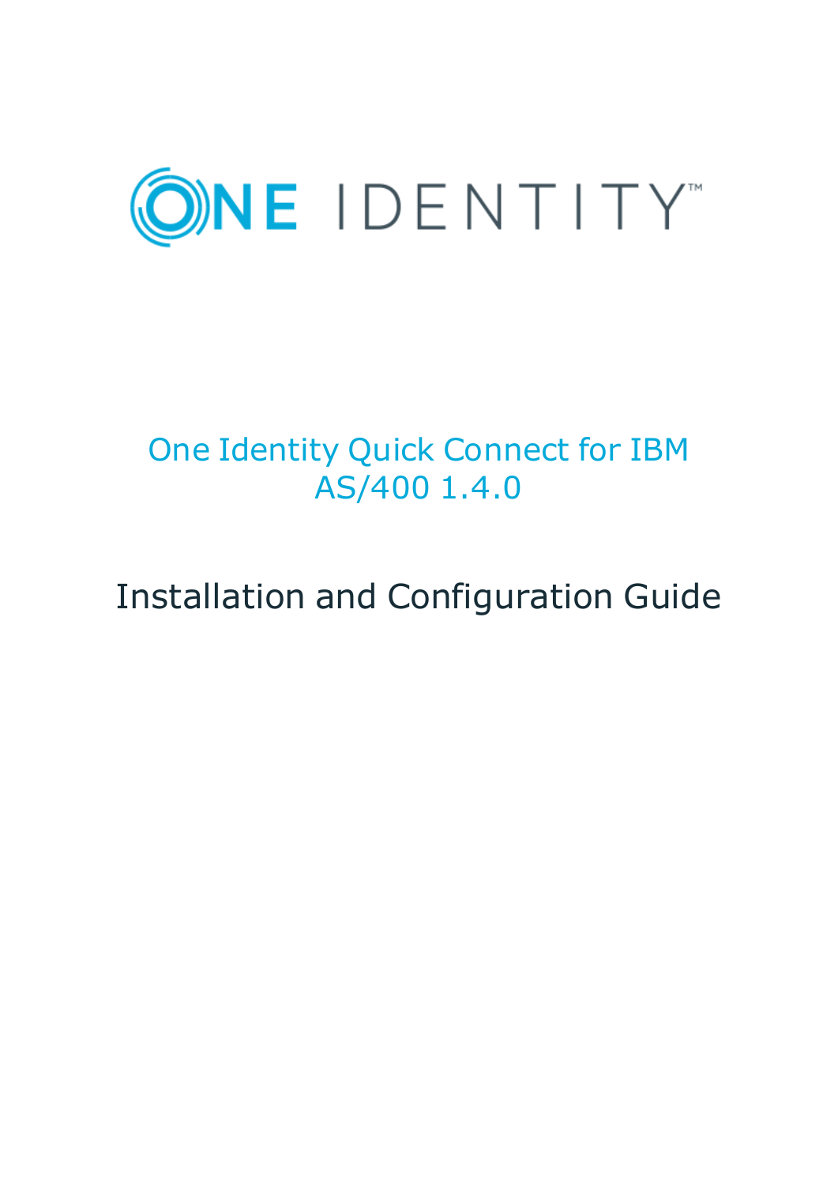ONE IDENTITY

# One Identity Quick Connect for IBM AS/400 1.4.0

## Installation and Configuration Guide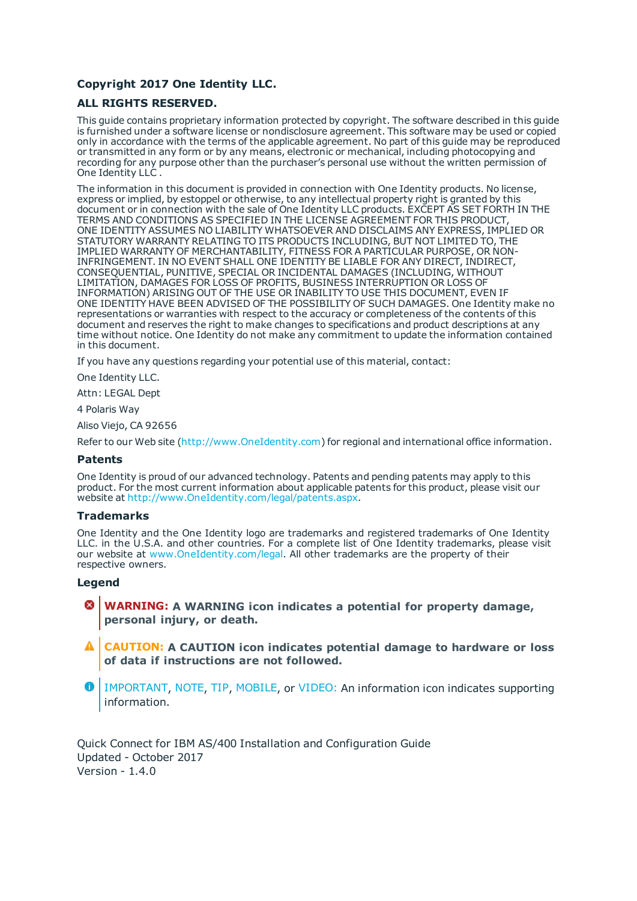**Copyright 2017 One Identity LLC.**

**ALL RIGHTS RESERVED.**

This guide contains proprietary information protected by copyright. The software described in this guide is furnished under a software license or nondisclosure agreement. This software may be used or copied only in accordance with the terms of the applicable agreement. No part of this guide may be reproduced or transmitted in any form or by any means, electronic or mechanical, including photocopying and recording for any purpose other than the purchaser's personal use without the written permission of One Identity LLC .

The information in this document is provided in connection with One Identity products. No license, express or implied, by estoppel or otherwise, to any intellectual property right is granted by this document or in connection with the sale of One Identity LLC products. EXCEPT AS SET FORTH IN THE TERMS AND CONDITIONS AS SPECIFIED IN THE LICENSE AGREEMENT FOR THIS PRODUCT, ONE IDENTITY ASSUMES NO LIABILITY WHATSOEVER AND DISCLAIMS ANY EXPRESS, IMPLIED OR STATUTORY WARRANTY RELATING TO ITS PRODUCTS INCLUDING, BUT NOT LIMITED TO, THE IMPLIED WARRANTY OF MERCHANTABILITY, FITNESS FOR A PARTICULAR PURPOSE, OR NON-INFRINGEMENT. IN NO EVENT SHALL ONE IDENTITY BE LIABLE FOR ANY DIRECT, INDIRECT, CONSEQUENTIAL, PUNITIVE, SPECIAL OR INCIDENTAL DAMAGES (INCLUDING, WITHOUT LIMITATION, DAMAGES FOR LOSS OF PROFITS, BUSINESS INTERRUPTION OR LOSS OF INFORMATION) ARISING OUT OF THE USE OR INABILITY TO USE THIS DOCUMENT, EVEN IF ONE IDENTITY HAVE BEEN ADVISED OF THE POSSIBILITY OF SUCH DAMAGES. One Identity make no representations or warranties with respect to the accuracy or completeness of the contents of this document and reserves the right to make changes to specifications and product descriptions at any time without notice. One Identity do not make any commitment to update the information contained in this document.

If you have any questions regarding your potential use of this material, contact:

One Identity LLC.

Attn: LEGAL Dept

4 Polaris Way

Aliso Viejo, CA 92656

Refer to our Web site (http://www.OneIdentity.com) for regional and international office information.

### Patents

One Identity is proud of our advanced technology. Patents and pending patents may apply to this product. For the most current information about applicable patents for this product, please visit our website at http://www.OneIdentity.com/legal/patents.aspx.

### Trademarks

One Identity and the One Identity logo are trademarks and registered trademarks of One Identity LLC. in the U.S.A. and other countries. For a complete list of One Identity trademarks, please visit our website at www.OneIdentity.com/legal. All other trademarks are the property of their respective owners.

### Legend

**WARNING: A WARNING icon indicates a potential for property damage, personal injury, or death.**

**CAUTION: A CAUTION icon indicates potential damage to hardware or loss of data if instructions are not followed.**

IMPORTANT, NOTE, TIP, MOBILE, or VIDEO: An information icon indicates supporting information.

Quick Connect for IBM AS/400 Installation and Configuration Guide
Updated - October 2017
Version - 1.4.0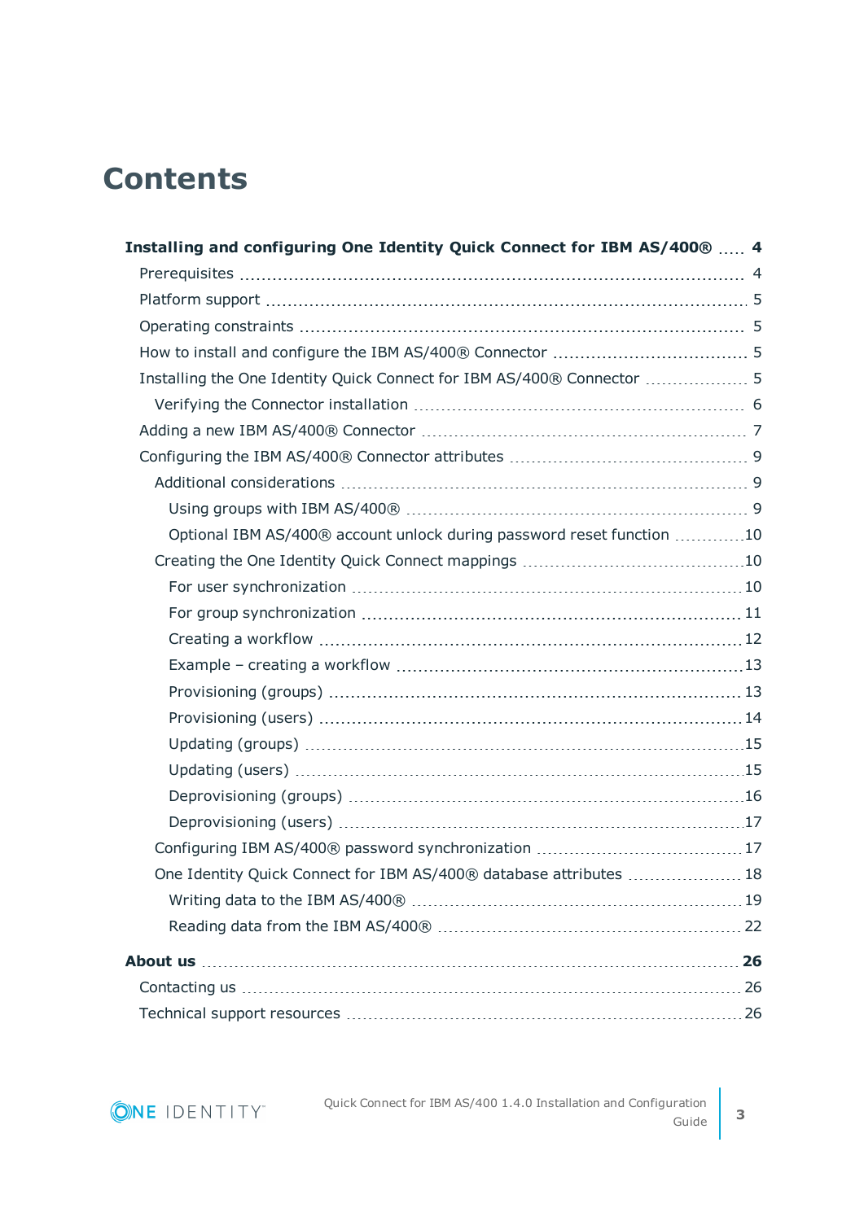# Contents

**Installing and configuring One Identity Quick Connect for IBM AS/400® ..... 4**

- Prerequisites ..... 4
- Platform support ..... 5
- Operating constraints ..... 5
- How to install and configure the IBM AS/400® Connector ..... 5
- Installing the One Identity Quick Connect for IBM AS/400® Connector ..... 5
  - Verifying the Connector installation ..... 6
- Adding a new IBM AS/400® Connector ..... 7
- Configuring the IBM AS/400® Connector attributes ..... 9
  - Additional considerations ..... 9
    - Using groups with IBM AS/400® ..... 9
    - Optional IBM AS/400® account unlock during password reset function ..... 10
  - Creating the One Identity Quick Connect mappings ..... 10
    - For user synchronization ..... 10
    - For group synchronization ..... 11
    - Creating a workflow ..... 12
    - Example – creating a workflow ..... 13
    - Provisioning (groups) ..... 13
    - Provisioning (users) ..... 14
    - Updating (groups) ..... 15
    - Updating (users) ..... 15
    - Deprovisioning (groups) ..... 16
    - Deprovisioning (users) ..... 17
  - Configuring IBM AS/400® password synchronization ..... 17
  - One Identity Quick Connect for IBM AS/400® database attributes ..... 18
    - Writing data to the IBM AS/400® ..... 19
    - Reading data from the IBM AS/400® ..... 22

**About us ..... 26**

- Contacting us ..... 26
- Technical support resources ..... 26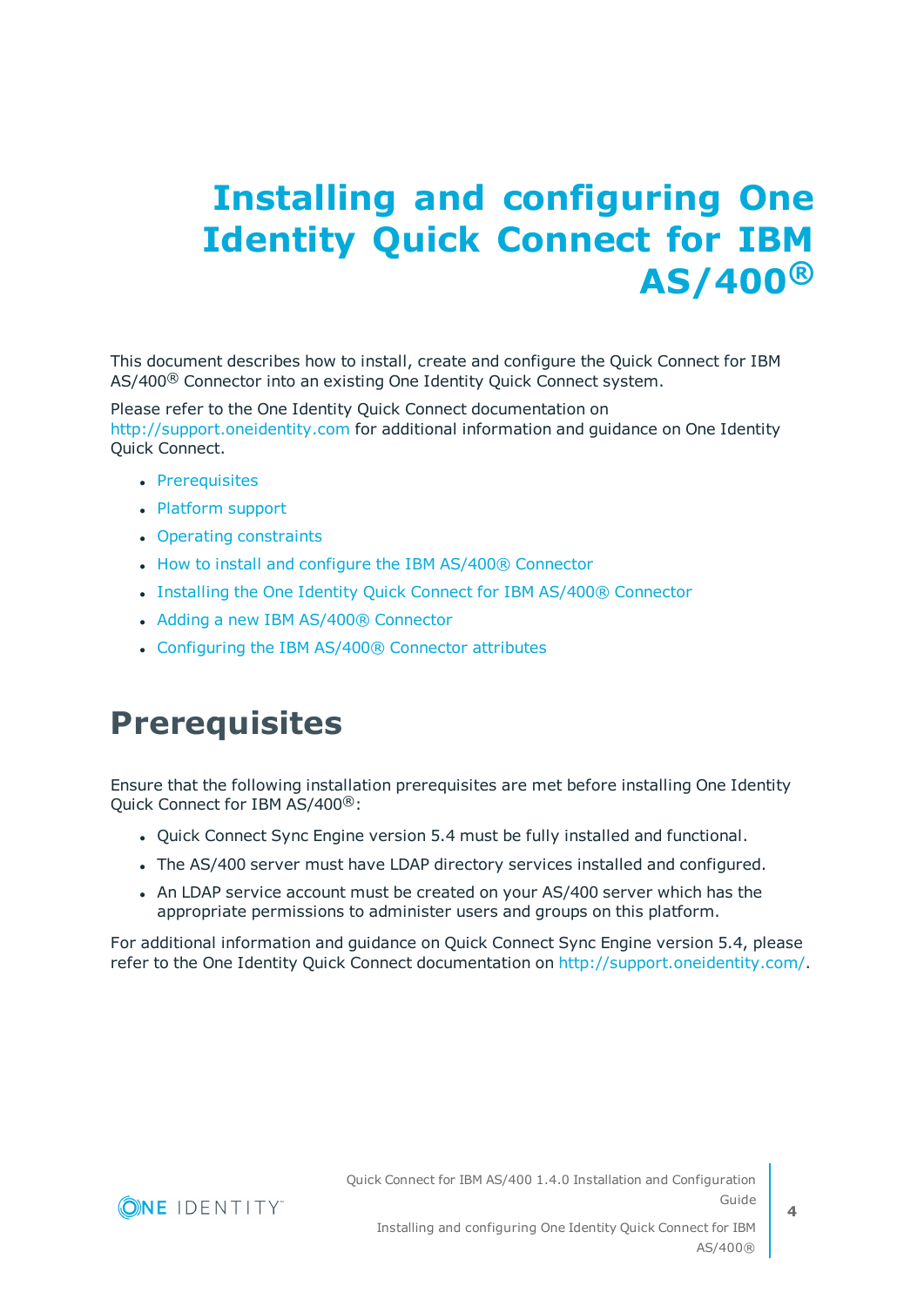# Installing and configuring One Identity Quick Connect for IBM AS/400®

This document describes how to install, create and configure the Quick Connect for IBM AS/400® Connector into an existing One Identity Quick Connect system.

Please refer to the One Identity Quick Connect documentation on http://support.oneidentity.com for additional information and guidance on One Identity Quick Connect.

- Prerequisites
- Platform support
- Operating constraints
- How to install and configure the IBM AS/400® Connector
- Installing the One Identity Quick Connect for IBM AS/400® Connector
- Adding a new IBM AS/400® Connector
- Configuring the IBM AS/400® Connector attributes

## Prerequisites

Ensure that the following installation prerequisites are met before installing One Identity Quick Connect for IBM AS/400®:

- Quick Connect Sync Engine version 5.4 must be fully installed and functional.
- The AS/400 server must have LDAP directory services installed and configured.
- An LDAP service account must be created on your AS/400 server which has the appropriate permissions to administer users and groups on this platform.

For additional information and guidance on Quick Connect Sync Engine version 5.4, please refer to the One Identity Quick Connect documentation on http://support.oneidentity.com/.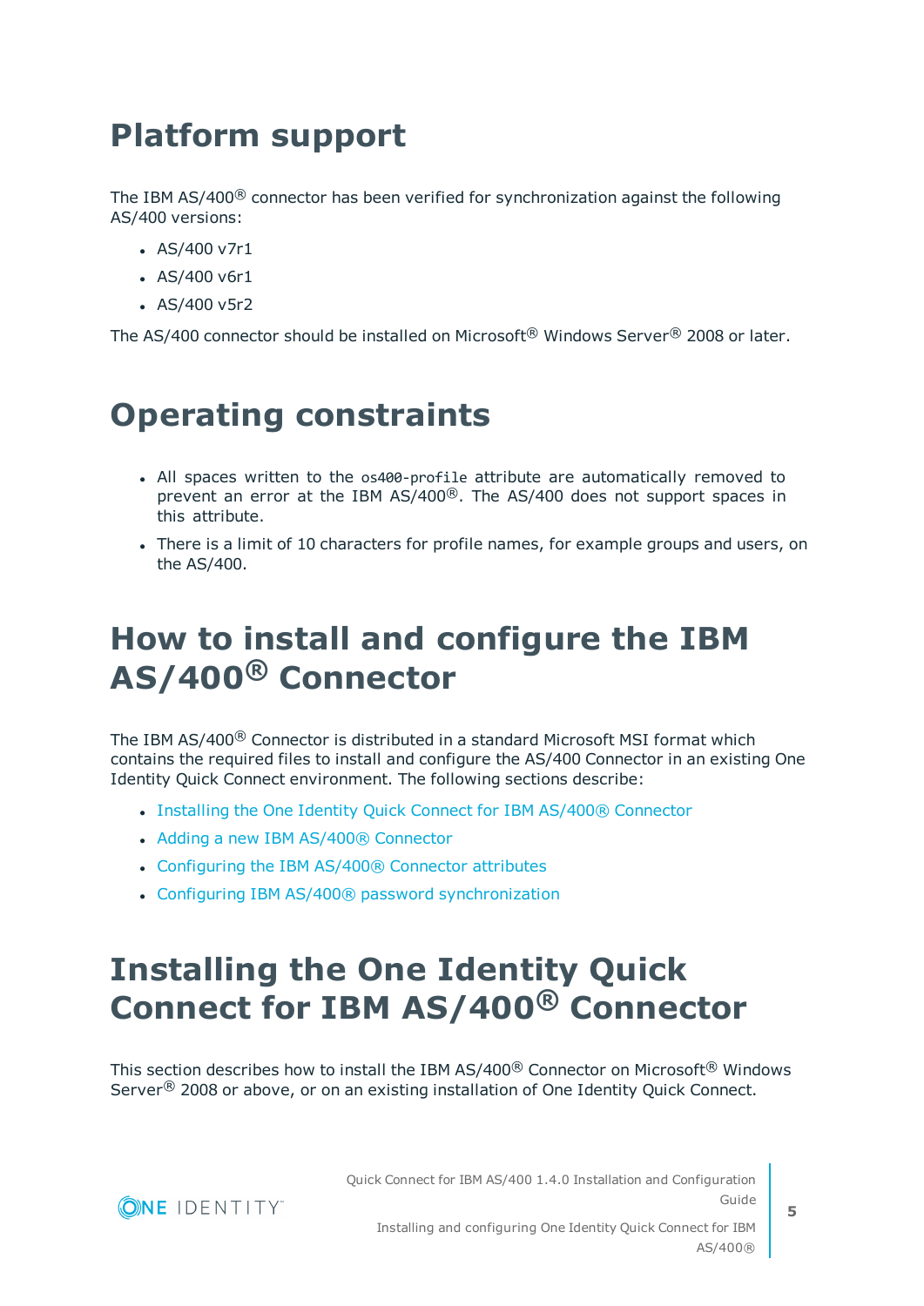# Platform support

The IBM AS/400® connector has been verified for synchronization against the following AS/400 versions:

- AS/400 v7r1
- AS/400 v6r1
- AS/400 v5r2

The AS/400 connector should be installed on Microsoft® Windows Server® 2008 or later.

# Operating constraints

- All spaces written to the `os400-profile` attribute are automatically removed to prevent an error at the IBM AS/400®. The AS/400 does not support spaces in this attribute.
- There is a limit of 10 characters for profile names, for example groups and users, on the AS/400.

# How to install and configure the IBM AS/400® Connector

The IBM AS/400® Connector is distributed in a standard Microsoft MSI format which contains the required files to install and configure the AS/400 Connector in an existing One Identity Quick Connect environment. The following sections describe:

- Installing the One Identity Quick Connect for IBM AS/400® Connector
- Adding a new IBM AS/400® Connector
- Configuring the IBM AS/400® Connector attributes
- Configuring IBM AS/400® password synchronization

# Installing the One Identity Quick Connect for IBM AS/400® Connector

This section describes how to install the IBM AS/400® Connector on Microsoft® Windows Server® 2008 or above, or on an existing installation of One Identity Quick Connect.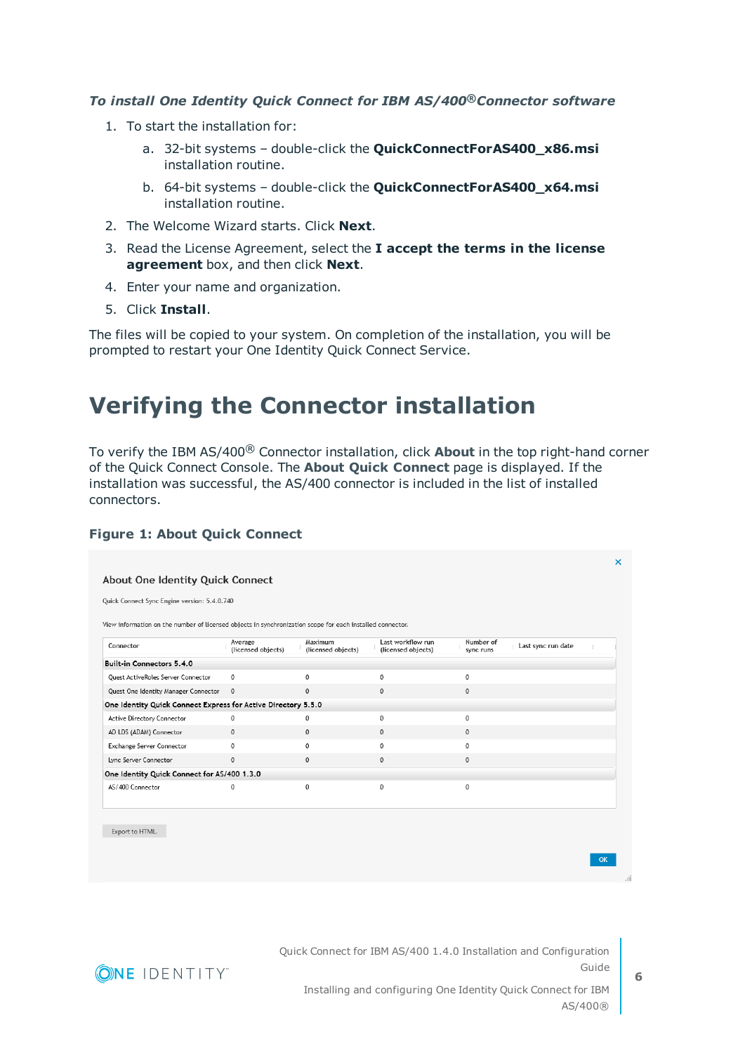*To install One Identity Quick Connect for IBM AS/400®Connector software*

1. To start the installation for:
   a. 32-bit systems – double-click the **QuickConnectForAS400_x86.msi** installation routine.
   b. 64-bit systems – double-click the **QuickConnectForAS400_x64.msi** installation routine.
2. The Welcome Wizard starts. Click **Next**.
3. Read the License Agreement, select the **I accept the terms in the license agreement** box, and then click **Next**.
4. Enter your name and organization.
5. Click **Install**.

The files will be copied to your system. On completion of the installation, you will be prompted to restart your One Identity Quick Connect Service.

# Verifying the Connector installation

To verify the IBM AS/400® Connector installation, click **About** in the top right-hand corner of the Quick Connect Console. The **About Quick Connect** page is displayed. If the installation was successful, the AS/400 connector is included in the list of installed connectors.

**Figure 1: About Quick Connect**

About One Identity Quick Connect

Quick Connect Sync Engine version: 5.4.0.740

View information on the number of licensed objects in synchronization scope for each installed connector.

| Connector | Average (licensed objects) | Maximum (licensed objects) | Last workflow run (licensed objects) | Number of sync runs | Last sync run date |
|---|---|---|---|---|---|
| **Built-in Connectors 5.4.0** | | | | | |
| Quest ActiveRoles Server Connector | 0 | 0 | 0 | 0 | |
| Quest One Identity Manager Connector | 0 | 0 | 0 | 0 | |
| **One Identity Quick Connect Express for Active Directory 5.5.0** | | | | | |
| Active Directory Connector | 0 | 0 | 0 | 0 | |
| AD LDS (ADAM) Connector | 0 | 0 | 0 | 0 | |
| Exchange Server Connector | 0 | 0 | 0 | 0 | |
| Lync Server Connector | 0 | 0 | 0 | 0 | |
| **One Identity Quick Connect for AS/400 1.3.0** | | | | | |
| AS/400 Connector | 0 | 0 | 0 | 0 | |

Export to HTML

OK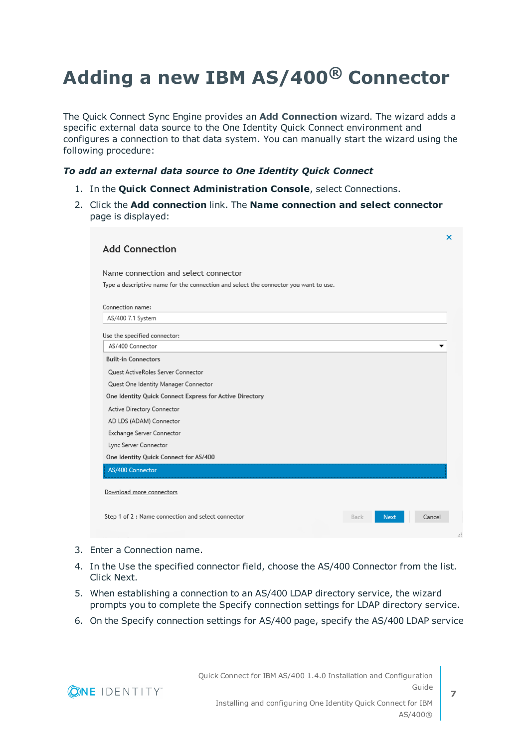# Adding a new IBM AS/400® Connector

The Quick Connect Sync Engine provides an **Add Connection** wizard. The wizard adds a specific external data source to the One Identity Quick Connect environment and configures a connection to that data system. You can manually start the wizard using the following procedure:

***To add an external data source to One Identity Quick Connect***

1. In the **Quick Connect Administration Console**, select Connections.
2. Click the **Add connection** link. The **Name connection and select connector** page is displayed:
3. Enter a Connection name.
4. In the Use the specified connector field, choose the AS/400 Connector from the list. Click Next.
5. When establishing a connection to an AS/400 LDAP directory service, the wizard prompts you to complete the Specify connection settings for LDAP directory service.
6. On the Specify connection settings for AS/400 page, specify the AS/400 LDAP service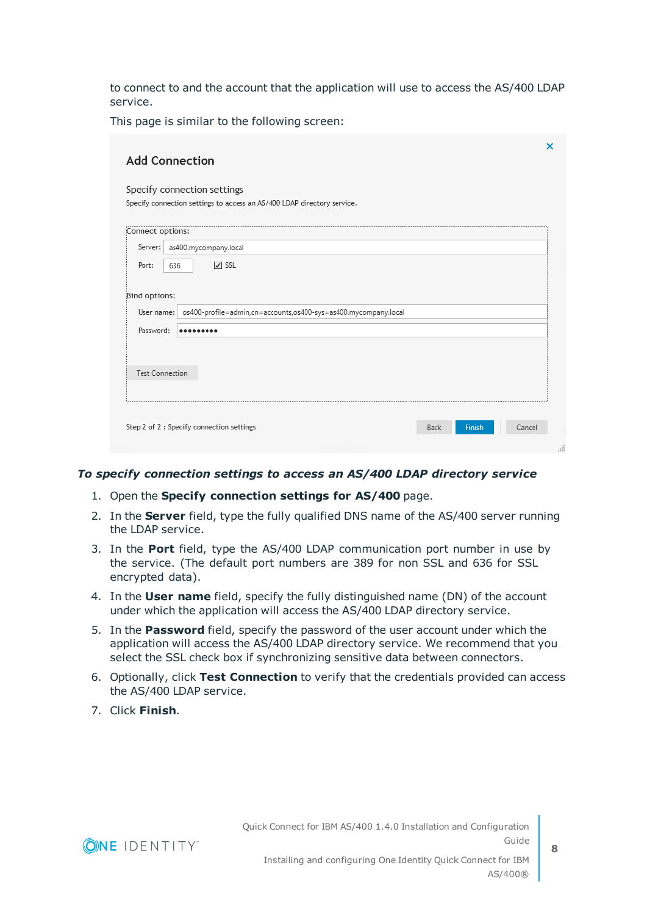to connect to and the account that the application will use to access the AS/400 LDAP service.

This page is similar to the following screen:

Add Connection

Specify connection settings

Specify connection settings to access an AS/400 LDAP directory service.

Connect options:

Server: as400.mycompany.local

Port: 636 ☑ SSL

Bind options:

User name: os400-profile=admin,cn=accounts,os400-sys=as400.mycompany.local

Password: •••••••••

Test Connection

Step 2 of 2 : Specify connection settings

Back Finish Cancel

### *To specify connection settings to access an AS/400 LDAP directory service*

1. Open the **Specify connection settings for AS/400** page.
2. In the **Server** field, type the fully qualified DNS name of the AS/400 server running the LDAP service.
3. In the **Port** field, type the AS/400 LDAP communication port number in use by the service. (The default port numbers are 389 for non SSL and 636 for SSL encrypted data).
4. In the **User name** field, specify the fully distinguished name (DN) of the account under which the application will access the AS/400 LDAP directory service.
5. In the **Password** field, specify the password of the user account under which the application will access the AS/400 LDAP directory service. We recommend that you select the SSL check box if synchronizing sensitive data between connectors.
6. Optionally, click **Test Connection** to verify that the credentials provided can access the AS/400 LDAP service.
7. Click **Finish**.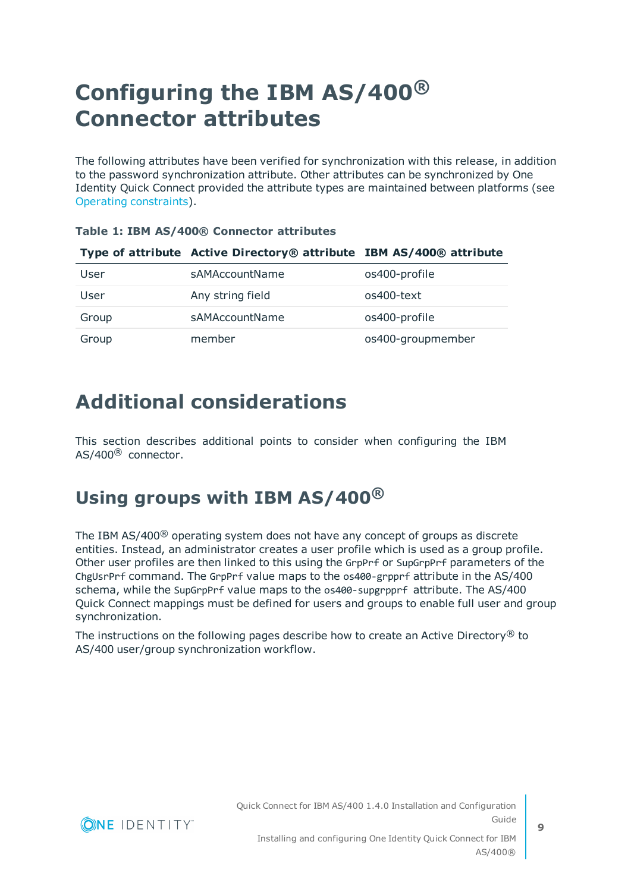# Configuring the IBM AS/400® Connector attributes

The following attributes have been verified for synchronization with this release, in addition to the password synchronization attribute. Other attributes can be synchronized by One Identity Quick Connect provided the attribute types are maintained between platforms (see Operating constraints).

**Table 1: IBM AS/400® Connector attributes**

| Type of attribute | Active Directory® attribute | IBM AS/400® attribute |
|---|---|---|
| User | sAMAccountName | os400-profile |
| User | Any string field | os400-text |
| Group | sAMAccountName | os400-profile |
| Group | member | os400-groupmember |

# Additional considerations

This section describes additional points to consider when configuring the IBM AS/400® connector.

## Using groups with IBM AS/400®

The IBM AS/400® operating system does not have any concept of groups as discrete entities. Instead, an administrator creates a user profile which is used as a group profile. Other user profiles are then linked to this using the `GrpPrf` or `SupGrpPrf` parameters of the `ChgUsrPrf` command. The `GrpPrf` value maps to the `os400-grpprf` attribute in the AS/400 schema, while the `SupGrpPrf` value maps to the `os400-supgrpprf` attribute. The AS/400 Quick Connect mappings must be defined for users and groups to enable full user and group synchronization.

The instructions on the following pages describe how to create an Active Directory® to AS/400 user/group synchronization workflow.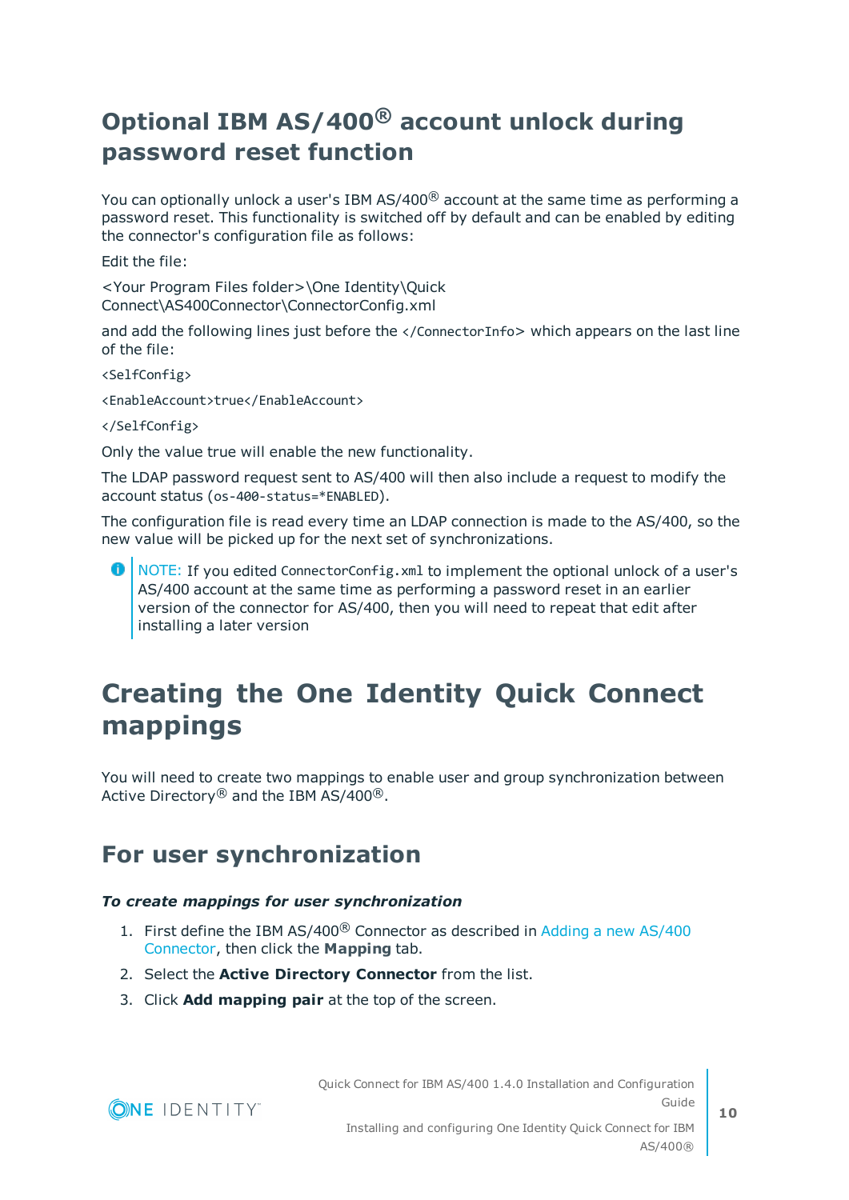## Optional IBM AS/400® account unlock during password reset function

You can optionally unlock a user's IBM AS/400® account at the same time as performing a password reset. This functionality is switched off by default and can be enabled by editing the connector's configuration file as follows:

Edit the file:

<Your Program Files folder>\One Identity\Quick Connect\AS400Connector\ConnectorConfig.xml

and add the following lines just before the `</ConnectorInfo>` which appears on the last line of the file:

```
<SelfConfig>
<EnableAccount>true</EnableAccount>
</SelfConfig>
```

Only the value true will enable the new functionality.

The LDAP password request sent to AS/400 will then also include a request to modify the account status (`os-400-status=*ENABLED`).

The configuration file is read every time an LDAP connection is made to the AS/400, so the new value will be picked up for the next set of synchronizations.

> NOTE: If you edited `ConnectorConfig.xml` to implement the optional unlock of a user's AS/400 account at the same time as performing a password reset in an earlier version of the connector for AS/400, then you will need to repeat that edit after installing a later version

# Creating the One Identity Quick Connect mappings

You will need to create two mappings to enable user and group synchronization between Active Directory® and the IBM AS/400®.

## For user synchronization

***To create mappings for user synchronization***

1. First define the IBM AS/400® Connector as described in Adding a new AS/400 Connector, then click the **Mapping** tab.
2. Select the **Active Directory Connector** from the list.
3. Click **Add mapping pair** at the top of the screen.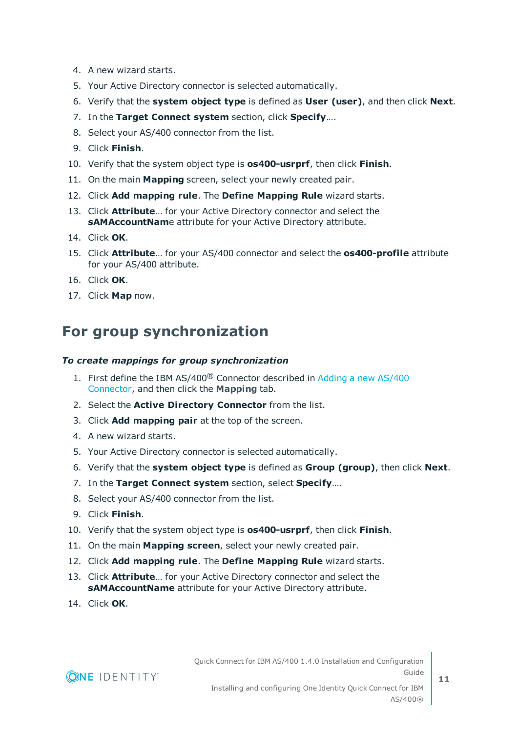4. A new wizard starts.
5. Your Active Directory connector is selected automatically.
6. Verify that the **system object type** is defined as **User (user)**, and then click **Next**.
7. In the **Target Connect system** section, click **Specify**….
8. Select your AS/400 connector from the list.
9. Click **Finish**.
10. Verify that the system object type is **os400-usrprf**, then click **Finish**.
11. On the main **Mapping** screen, select your newly created pair.
12. Click **Add mapping rule**. The **Define Mapping Rule** wizard starts.
13. Click **Attribute**… for your Active Directory connector and select the **sAMAccountNam**e attribute for your Active Directory attribute.
14. Click **OK**.
15. Click **Attribute**… for your AS/400 connector and select the **os400-profile** attribute for your AS/400 attribute.
16. Click **OK**.
17. Click **Map** now.

## For group synchronization

***To create mappings for group synchronization***

1. First define the IBM AS/400® Connector described in Adding a new AS/400 Connector, and then click the **Mapping** tab.
2. Select the **Active Directory Connector** from the list.
3. Click **Add mapping pair** at the top of the screen.
4. A new wizard starts.
5. Your Active Directory connector is selected automatically.
6. Verify that the **system object type** is defined as **Group (group)**, then click **Next**.
7. In the **Target Connect system** section, select **Specify**….
8. Select your AS/400 connector from the list.
9. Click **Finish**.
10. Verify that the system object type is **os400-usrprf**, then click **Finish**.
11. On the main **Mapping screen**, select your newly created pair.
12. Click **Add mapping rule**. The **Define Mapping Rule** wizard starts.
13. Click **Attribute**… for your Active Directory connector and select the **sAMAccountName** attribute for your Active Directory attribute.
14. Click **OK**.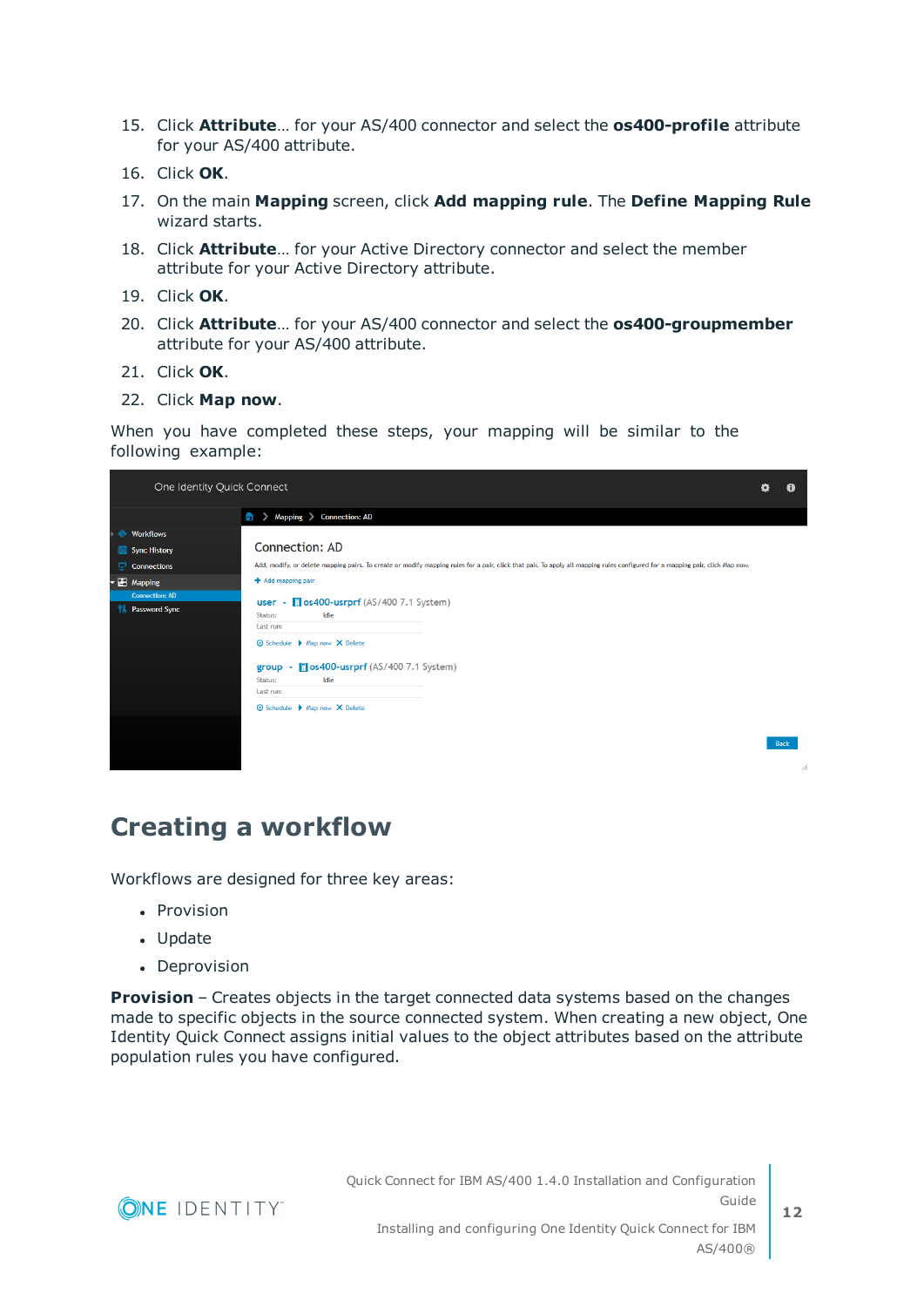15. Click **Attribute**… for your AS/400 connector and select the **os400-profile** attribute for your AS/400 attribute.
16. Click **OK**.
17. On the main **Mapping** screen, click **Add mapping rule**. The **Define Mapping Rule** wizard starts.
18. Click **Attribute**… for your Active Directory connector and select the member attribute for your Active Directory attribute.
19. Click **OK**.
20. Click **Attribute**… for your AS/400 connector and select the **os400-groupmember** attribute for your AS/400 attribute.
21. Click **OK**.
22. Click **Map now**.

When you have completed these steps, your mapping will be similar to the following example:

## Creating a workflow

Workflows are designed for three key areas:

- Provision
- Update
- Deprovision

**Provision** – Creates objects in the target connected data systems based on the changes made to specific objects in the source connected system. When creating a new object, One Identity Quick Connect assigns initial values to the object attributes based on the attribute population rules you have configured.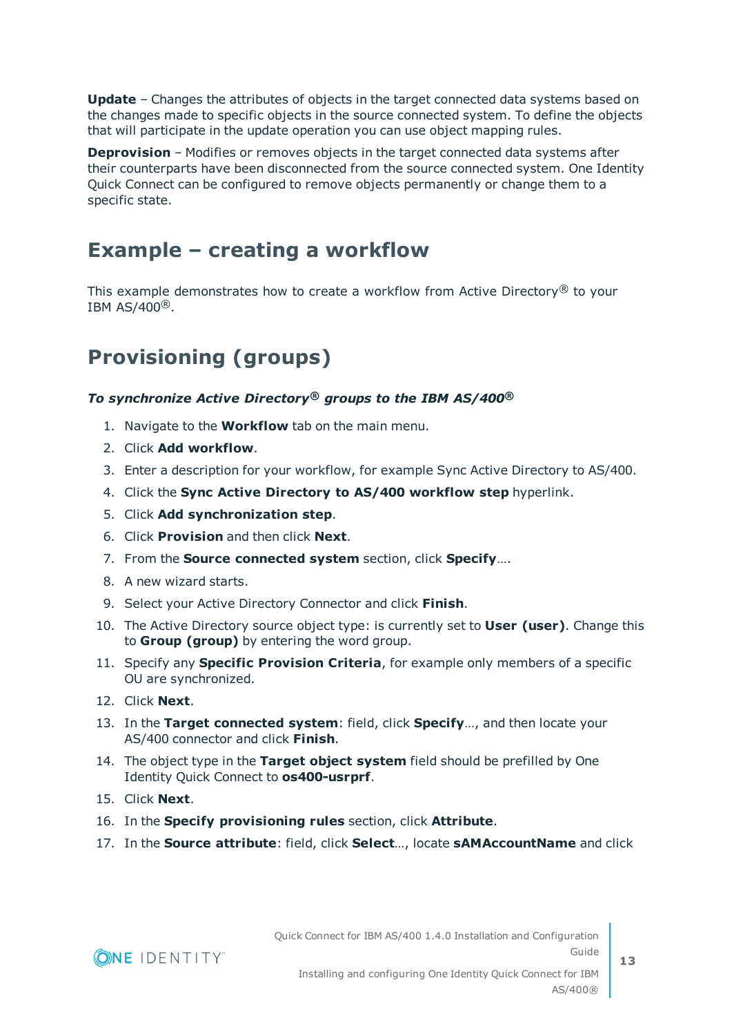**Update** – Changes the attributes of objects in the target connected data systems based on the changes made to specific objects in the source connected system. To define the objects that will participate in the update operation you can use object mapping rules.

**Deprovision** – Modifies or removes objects in the target connected data systems after their counterparts have been disconnected from the source connected system. One Identity Quick Connect can be configured to remove objects permanently or change them to a specific state.

# Example – creating a workflow

This example demonstrates how to create a workflow from Active Directory® to your IBM AS/400®.

# Provisioning (groups)

***To synchronize Active Directory® groups to the IBM AS/400®***

1. Navigate to the **Workflow** tab on the main menu.
2. Click **Add workflow**.
3. Enter a description for your workflow, for example Sync Active Directory to AS/400.
4. Click the **Sync Active Directory to AS/400 workflow step** hyperlink.
5. Click **Add synchronization step**.
6. Click **Provision** and then click **Next**.
7. From the **Source connected system** section, click **Specify**….
8. A new wizard starts.
9. Select your Active Directory Connector and click **Finish**.
10. The Active Directory source object type: is currently set to **User (user)**. Change this to **Group (group)** by entering the word group.
11. Specify any **Specific Provision Criteria**, for example only members of a specific OU are synchronized.
12. Click **Next**.
13. In the **Target connected system**: field, click **Specify**…, and then locate your AS/400 connector and click **Finish**.
14. The object type in the **Target object system** field should be prefilled by One Identity Quick Connect to **os400-usrprf**.
15. Click **Next**.
16. In the **Specify provisioning rules** section, click **Attribute**.
17. In the **Source attribute**: field, click **Select**…, locate **sAMAccountName** and click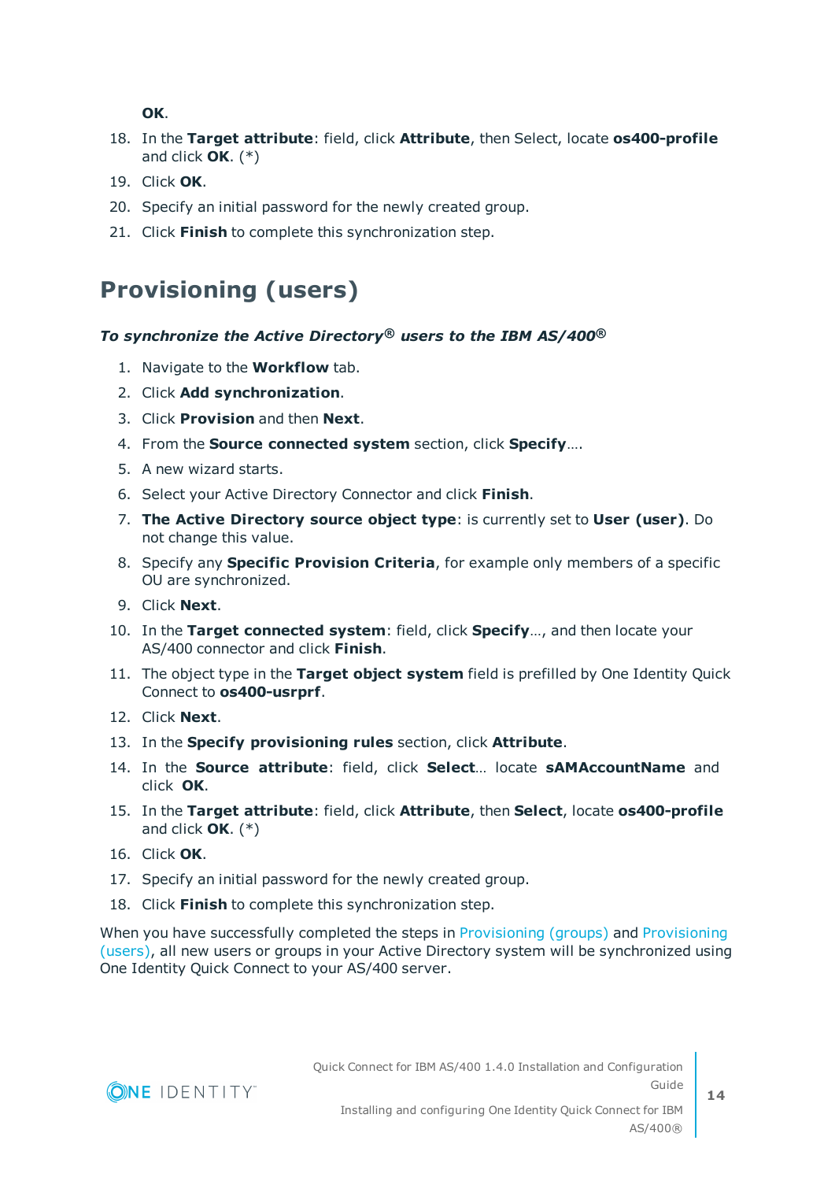**OK**.

18. In the **Target attribute**: field, click **Attribute**, then Select, locate **os400-profile** and click **OK**. (*)
19. Click **OK**.
20. Specify an initial password for the newly created group.
21. Click **Finish** to complete this synchronization step.

## Provisioning (users)

***To synchronize the Active Directory® users to the IBM AS/400®***

1. Navigate to the **Workflow** tab.
2. Click **Add synchronization**.
3. Click **Provision** and then **Next**.
4. From the **Source connected system** section, click **Specify**….
5. A new wizard starts.
6. Select your Active Directory Connector and click **Finish**.
7. **The Active Directory source object type**: is currently set to **User (user)**. Do not change this value.
8. Specify any **Specific Provision Criteria**, for example only members of a specific OU are synchronized.
9. Click **Next**.
10. In the **Target connected system**: field, click **Specify**…, and then locate your AS/400 connector and click **Finish**.
11. The object type in the **Target object system** field is prefilled by One Identity Quick Connect to **os400-usrprf**.
12. Click **Next**.
13. In the **Specify provisioning rules** section, click **Attribute**.
14. In the **Source attribute**: field, click **Select**… locate **sAMAccountName** and click **OK**.
15. In the **Target attribute**: field, click **Attribute**, then **Select**, locate **os400-profile** and click **OK**. (*)
16. Click **OK**.
17. Specify an initial password for the newly created group.
18. Click **Finish** to complete this synchronization step.

When you have successfully completed the steps in Provisioning (groups) and Provisioning (users), all new users or groups in your Active Directory system will be synchronized using One Identity Quick Connect to your AS/400 server.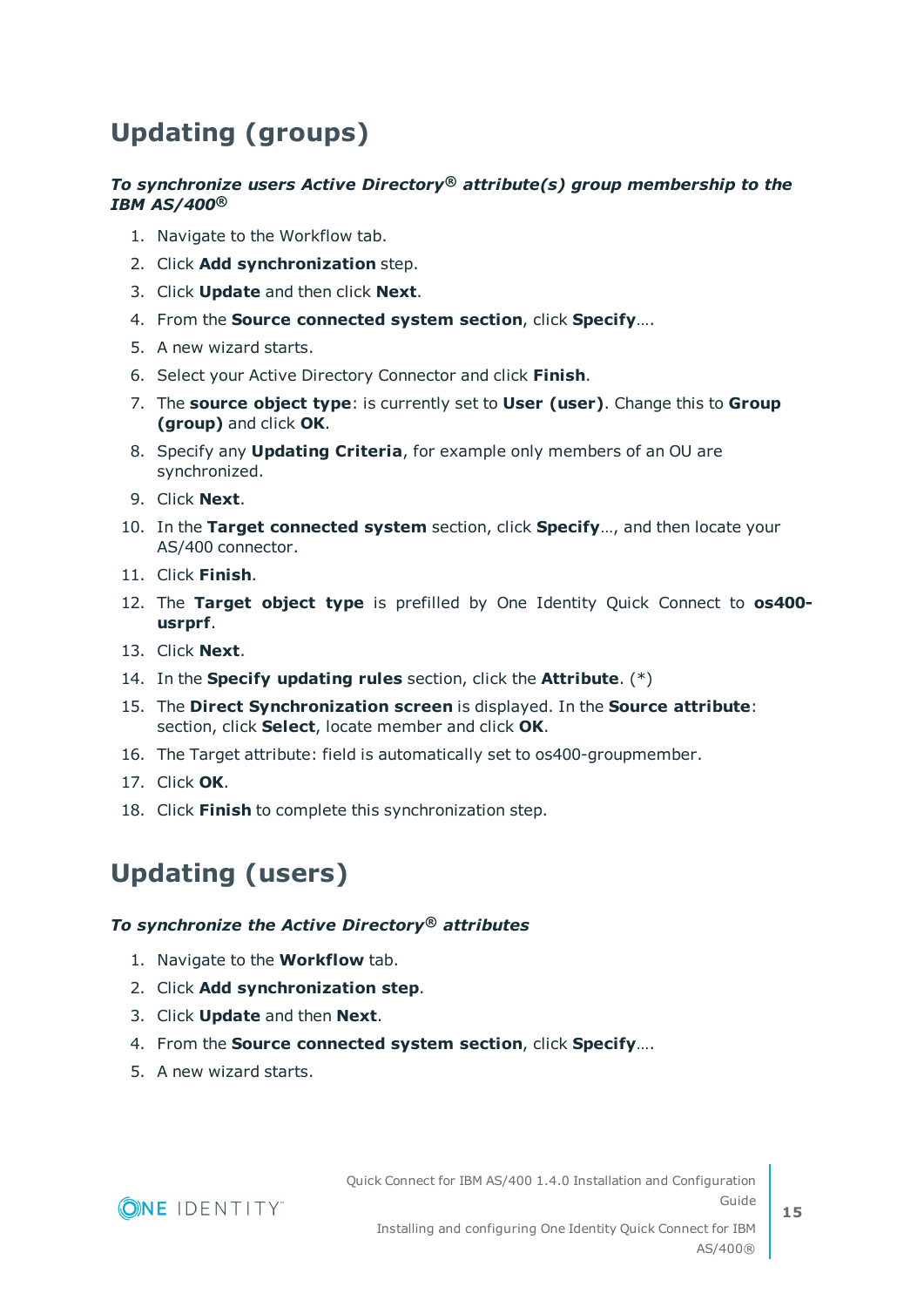## Updating (groups)

***To synchronize users Active Directory® attribute(s) group membership to the IBM AS/400®***

1. Navigate to the Workflow tab.
2. Click **Add synchronization** step.
3. Click **Update** and then click **Next**.
4. From the **Source connected system section**, click **Specify**….
5. A new wizard starts.
6. Select your Active Directory Connector and click **Finish**.
7. The **source object type**: is currently set to **User (user)**. Change this to **Group (group)** and click **OK**.
8. Specify any **Updating Criteria**, for example only members of an OU are synchronized.
9. Click **Next**.
10. In the **Target connected system** section, click **Specify**…, and then locate your AS/400 connector.
11. Click **Finish**.
12. The **Target object type** is prefilled by One Identity Quick Connect to **os400-usrprf**.
13. Click **Next**.
14. In the **Specify updating rules** section, click the **Attribute**. (*)
15. The **Direct Synchronization screen** is displayed. In the **Source attribute**: section, click **Select**, locate member and click **OK**.
16. The Target attribute: field is automatically set to os400-groupmember.
17. Click **OK**.
18. Click **Finish** to complete this synchronization step.

## Updating (users)

***To synchronize the Active Directory® attributes***

1. Navigate to the **Workflow** tab.
2. Click **Add synchronization step**.
3. Click **Update** and then **Next**.
4. From the **Source connected system section**, click **Specify**….
5. A new wizard starts.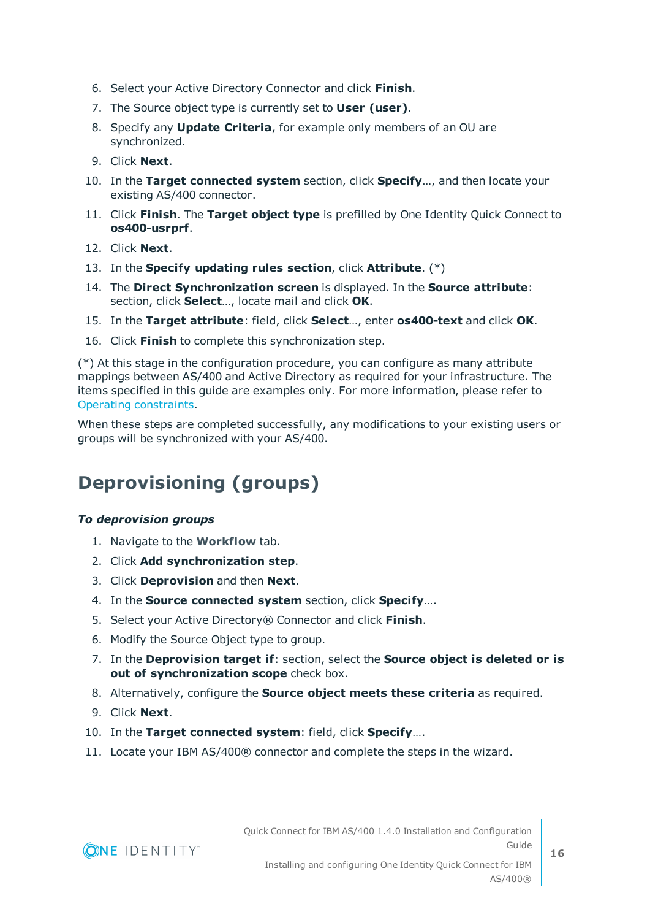6. Select your Active Directory Connector and click **Finish**.
7. The Source object type is currently set to **User (user)**.
8. Specify any **Update Criteria**, for example only members of an OU are synchronized.
9. Click **Next**.
10. In the **Target connected system** section, click **Specify**..., and then locate your existing AS/400 connector.
11. Click **Finish**. The **Target object type** is prefilled by One Identity Quick Connect to **os400-usrprf**.
12. Click **Next**.
13. In the **Specify updating rules section**, click **Attribute**. (*)
14. The **Direct Synchronization screen** is displayed. In the **Source attribute**: section, click **Select**..., locate mail and click **OK**.
15. In the **Target attribute**: field, click **Select**..., enter **os400-text** and click **OK**.
16. Click **Finish** to complete this synchronization step.

(*) At this stage in the configuration procedure, you can configure as many attribute mappings between AS/400 and Active Directory as required for your infrastructure. The items specified in this guide are examples only. For more information, please refer to Operating constraints.

When these steps are completed successfully, any modifications to your existing users or groups will be synchronized with your AS/400.

## Deprovisioning (groups)

***To deprovision groups***

1. Navigate to the **Workflow** tab.
2. Click **Add synchronization step**.
3. Click **Deprovision** and then **Next**.
4. In the **Source connected system** section, click **Specify**....
5. Select your Active Directory® Connector and click **Finish**.
6. Modify the Source Object type to group.
7. In the **Deprovision target if**: section, select the **Source object is deleted or is out of synchronization scope** check box.
8. Alternatively, configure the **Source object meets these criteria** as required.
9. Click **Next**.
10. In the **Target connected system**: field, click **Specify**....
11. Locate your IBM AS/400® connector and complete the steps in the wizard.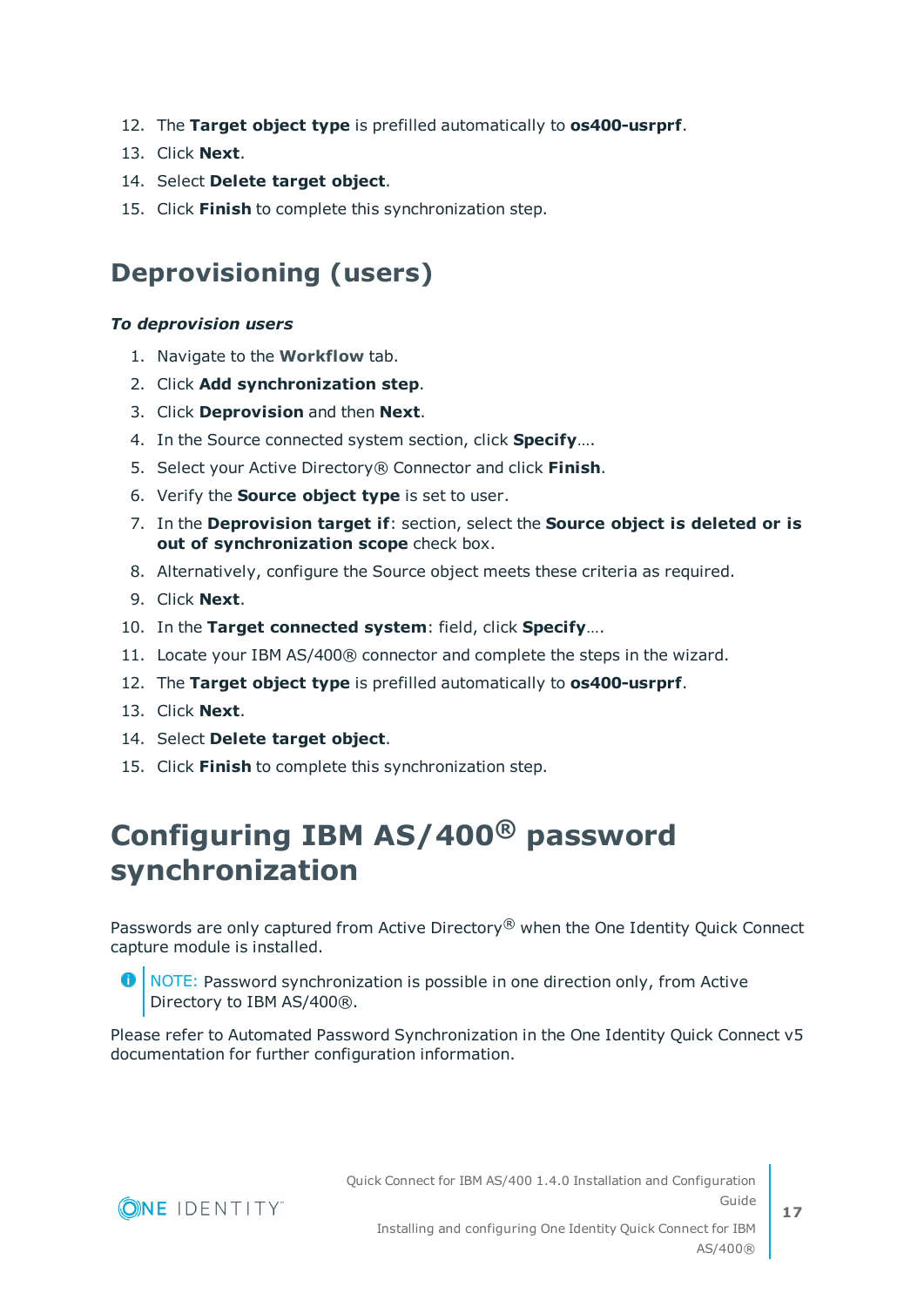12. The **Target object type** is prefilled automatically to **os400-usrprf**.
13. Click **Next**.
14. Select **Delete target object**.
15. Click **Finish** to complete this synchronization step.

## Deprovisioning (users)

***To deprovision users***

1. Navigate to the **Workflow** tab.
2. Click **Add synchronization step**.
3. Click **Deprovision** and then **Next**.
4. In the Source connected system section, click **Specify**….
5. Select your Active Directory® Connector and click **Finish**.
6. Verify the **Source object type** is set to user.
7. In the **Deprovision target if**: section, select the **Source object is deleted or is out of synchronization scope** check box.
8. Alternatively, configure the Source object meets these criteria as required.
9. Click **Next**.
10. In the **Target connected system**: field, click **Specify**….
11. Locate your IBM AS/400® connector and complete the steps in the wizard.
12. The **Target object type** is prefilled automatically to **os400-usrprf**.
13. Click **Next**.
14. Select **Delete target object**.
15. Click **Finish** to complete this synchronization step.

# Configuring IBM AS/400® password synchronization

Passwords are only captured from Active Directory® when the One Identity Quick Connect capture module is installed.

NOTE: Password synchronization is possible in one direction only, from Active Directory to IBM AS/400®.

Please refer to Automated Password Synchronization in the One Identity Quick Connect v5 documentation for further configuration information.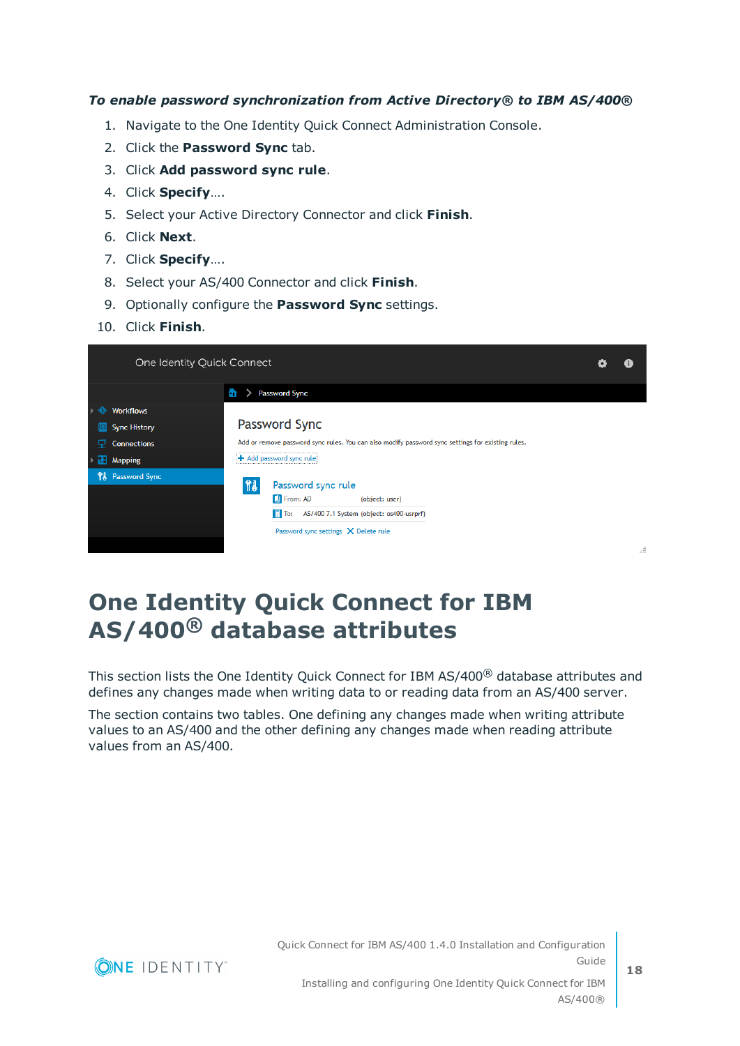*To enable password synchronization from Active Directory® to IBM AS/400®*

1. Navigate to the One Identity Quick Connect Administration Console.
2. Click the **Password Sync** tab.
3. Click **Add password sync rule**.
4. Click **Specify**….
5. Select your Active Directory Connector and click **Finish**.
6. Click **Next**.
7. Click **Specify**….
8. Select your AS/400 Connector and click **Finish**.
9. Optionally configure the **Password Sync** settings.
10. Click **Finish**.

# One Identity Quick Connect for IBM AS/400® database attributes

This section lists the One Identity Quick Connect for IBM AS/400® database attributes and defines any changes made when writing data to or reading data from an AS/400 server.

The section contains two tables. One defining any changes made when writing attribute values to an AS/400 and the other defining any changes made when reading attribute values from an AS/400.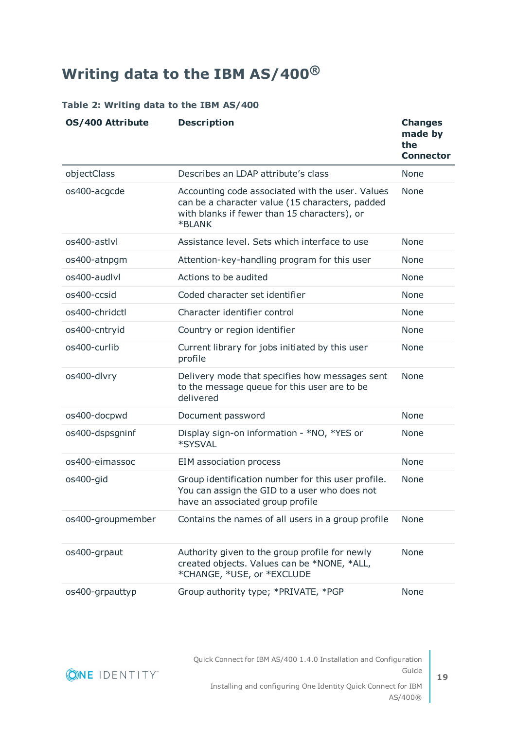# Writing data to the IBM AS/400®

**Table 2: Writing data to the IBM AS/400**

| OS/400 Attribute | Description | Changes made by the Connector |
|---|---|---|
| objectClass | Describes an LDAP attribute's class | None |
| os400-acgcde | Accounting code associated with the user. Values can be a character value (15 characters, padded with blanks if fewer than 15 characters), or *BLANK | None |
| os400-astlvl | Assistance level. Sets which interface to use | None |
| os400-atnpgm | Attention-key-handling program for this user | None |
| os400-audlvl | Actions to be audited | None |
| os400-ccsid | Coded character set identifier | None |
| os400-chridctl | Character identifier control | None |
| os400-cntryid | Country or region identifier | None |
| os400-curlib | Current library for jobs initiated by this user profile | None |
| os400-dlvry | Delivery mode that specifies how messages sent to the message queue for this user are to be delivered | None |
| os400-docpwd | Document password | None |
| os400-dspsgninf | Display sign-on information - *NO, *YES or *SYSVAL | None |
| os400-eimassoc | EIM association process | None |
| os400-gid | Group identification number for this user profile. You can assign the GID to a user who does not have an associated group profile | None |
| os400-groupmember | Contains the names of all users in a group profile | None |
| os400-grpaut | Authority given to the group profile for newly created objects. Values can be *NONE, *ALL, *CHANGE, *USE, or *EXCLUDE | None |
| os400-grpauttyp | Group authority type; *PRIVATE, *PGP | None |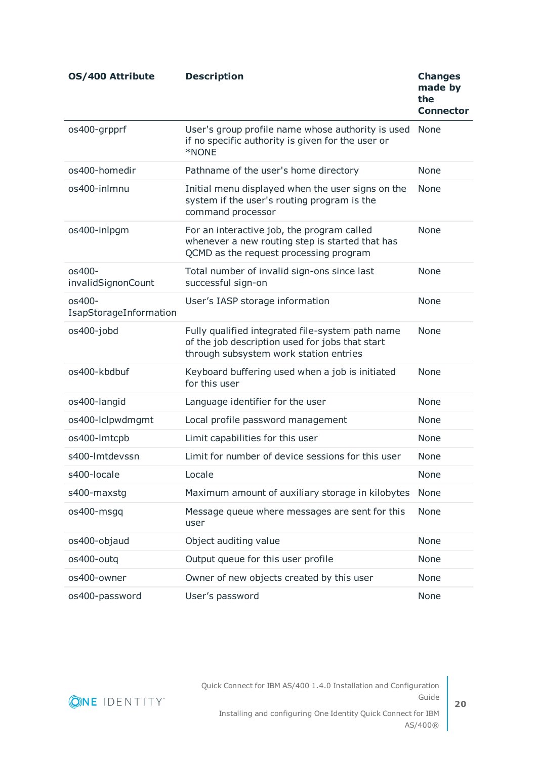| OS/400 Attribute | Description | Changes made by the Connector |
|---|---|---|
| os400-grpprf | User's group profile name whose authority is used if no specific authority is given for the user or *NONE | None |
| os400-homedir | Pathname of the user's home directory | None |
| os400-inlmnu | Initial menu displayed when the user signs on the system if the user's routing program is the command processor | None |
| os400-inlpgm | For an interactive job, the program called whenever a new routing step is started that has QCMD as the request processing program | None |
| os400-invalidSignonCount | Total number of invalid sign-ons since last successful sign-on | None |
| os400-IsapStorageInformation | User’s IASP storage information | None |
| os400-jobd | Fully qualified integrated file-system path name of the job description used for jobs that start through subsystem work station entries | None |
| os400-kbdbuf | Keyboard buffering used when a job is initiated for this user | None |
| os400-langid | Language identifier for the user | None |
| os400-lclpwdmgmt | Local profile password management | None |
| os400-lmtcpb | Limit capabilities for this user | None |
| s400-lmtdevssn | Limit for number of device sessions for this user | None |
| s400-locale | Locale | None |
| s400-maxstg | Maximum amount of auxiliary storage in kilobytes | None |
| os400-msgq | Message queue where messages are sent for this user | None |
| os400-objaud | Object auditing value | None |
| os400-outq | Output queue for this user profile | None |
| os400-owner | Owner of new objects created by this user | None |
| os400-password | User’s password | None |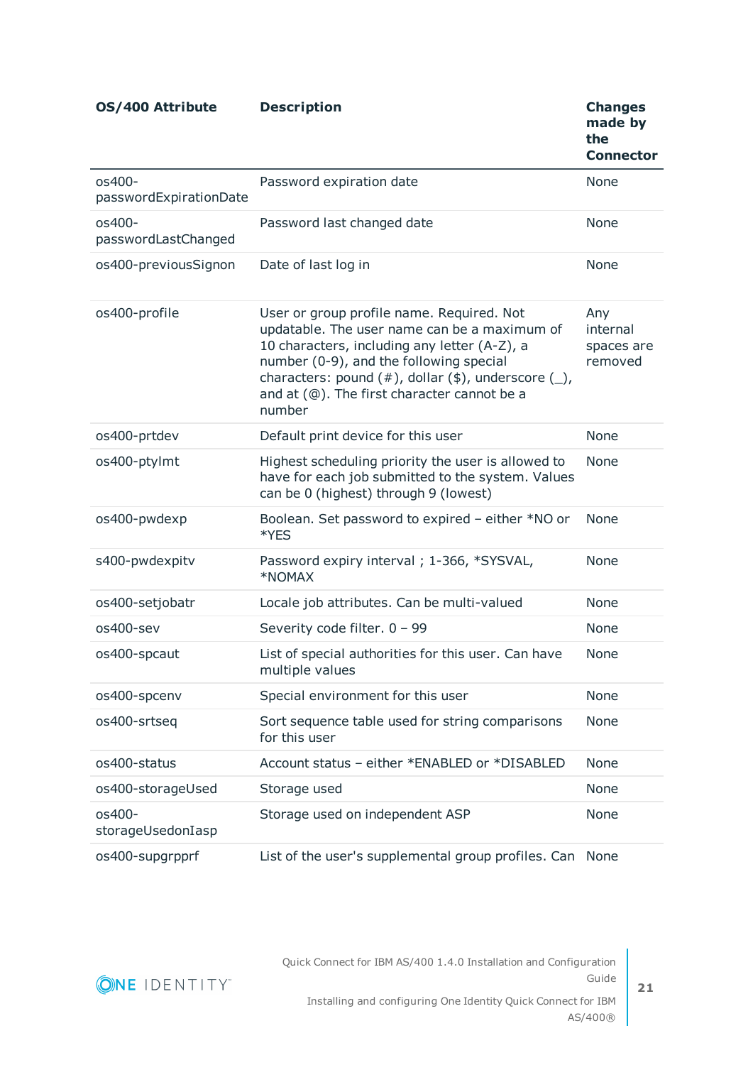| OS/400 Attribute | Description | Changes made by the Connector |
| --- | --- | --- |
| os400-passwordExpirationDate | Password expiration date | None |
| os400-passwordLastChanged | Password last changed date | None |
| os400-previousSignon | Date of last log in | None |
| os400-profile | User or group profile name. Required. Not updatable. The user name can be a maximum of 10 characters, including any letter (A-Z), a number (0-9), and the following special characters: pound (#), dollar ($), underscore (_), and at (@). The first character cannot be a number | Any internal spaces are removed |
| os400-prtdev | Default print device for this user | None |
| os400-ptylmt | Highest scheduling priority the user is allowed to have for each job submitted to the system. Values can be 0 (highest) through 9 (lowest) | None |
| os400-pwdexp | Boolean. Set password to expired – either *NO or *YES | None |
| s400-pwdexpitv | Password expiry interval ; 1-366, *SYSVAL, *NOMAX | None |
| os400-setjobatr | Locale job attributes. Can be multi-valued | None |
| os400-sev | Severity code filter. 0 – 99 | None |
| os400-spcaut | List of special authorities for this user. Can have multiple values | None |
| os400-spcenv | Special environment for this user | None |
| os400-srtseq | Sort sequence table used for string comparisons for this user | None |
| os400-status | Account status – either *ENABLED or *DISABLED | None |
| os400-storageUsed | Storage used | None |
| os400-storageUsedonIasp | Storage used on independent ASP | None |
| os400-supgrpprf | List of the user's supplemental group profiles. Can | None |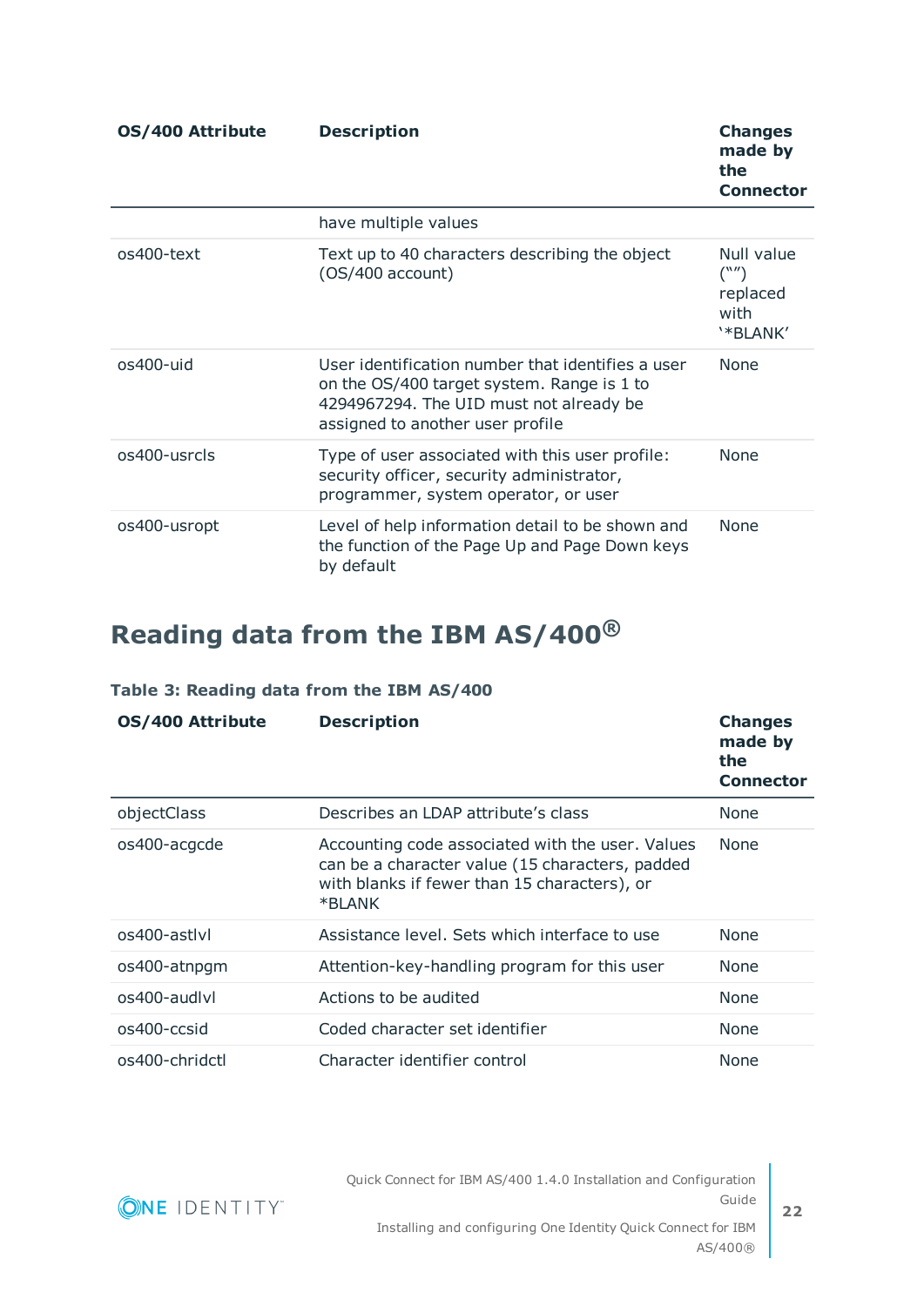| OS/400 Attribute | Description | Changes made by the Connector |
|---|---|---|
| | have multiple values | |
| os400-text | Text up to 40 characters describing the object (OS/400 account) | Null value ("") replaced with '*BLANK' |
| os400-uid | User identification number that identifies a user on the OS/400 target system. Range is 1 to 4294967294. The UID must not already be assigned to another user profile | None |
| os400-usrcls | Type of user associated with this user profile: security officer, security administrator, programmer, system operator, or user | None |
| os400-usropt | Level of help information detail to be shown and the function of the Page Up and Page Down keys by default | None |

## Reading data from the IBM AS/400®

**Table 3: Reading data from the IBM AS/400**

| OS/400 Attribute | Description | Changes made by the Connector |
|---|---|---|
| objectClass | Describes an LDAP attribute's class | None |
| os400-acgcde | Accounting code associated with the user. Values can be a character value (15 characters, padded with blanks if fewer than 15 characters), or *BLANK | None |
| os400-astlvl | Assistance level. Sets which interface to use | None |
| os400-atnpgm | Attention-key-handling program for this user | None |
| os400-audlvl | Actions to be audited | None |
| os400-ccsid | Coded character set identifier | None |
| os400-chridctl | Character identifier control | None |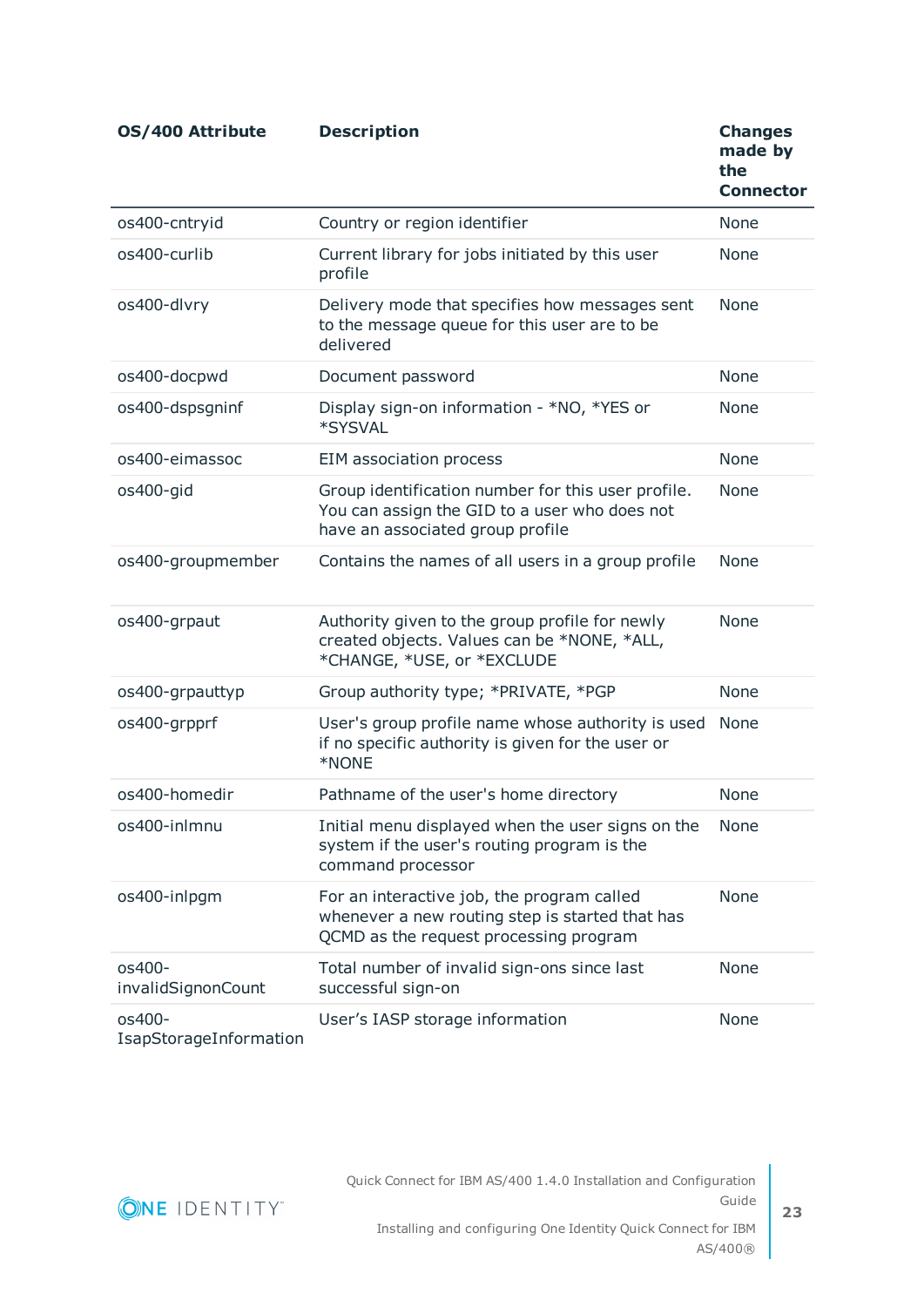| OS/400 Attribute | Description | Changes made by the Connector |
|---|---|---|
| os400-cntryid | Country or region identifier | None |
| os400-curlib | Current library for jobs initiated by this user profile | None |
| os400-dlvry | Delivery mode that specifies how messages sent to the message queue for this user are to be delivered | None |
| os400-docpwd | Document password | None |
| os400-dspsgninf | Display sign-on information - *NO, *YES or *SYSVAL | None |
| os400-eimassoc | EIM association process | None |
| os400-gid | Group identification number for this user profile. You can assign the GID to a user who does not have an associated group profile | None |
| os400-groupmember | Contains the names of all users in a group profile | None |
| os400-grpaut | Authority given to the group profile for newly created objects. Values can be *NONE, *ALL, *CHANGE, *USE, or *EXCLUDE | None |
| os400-grpauttyp | Group authority type; *PRIVATE, *PGP | None |
| os400-grpprf | User's group profile name whose authority is used if no specific authority is given for the user or *NONE | None |
| os400-homedir | Pathname of the user's home directory | None |
| os400-inlmnu | Initial menu displayed when the user signs on the system if the user's routing program is the command processor | None |
| os400-inlpgm | For an interactive job, the program called whenever a new routing step is started that has QCMD as the request processing program | None |
| os400-invalidSignonCount | Total number of invalid sign-ons since last successful sign-on | None |
| os400-IsapStorageInformation | User’s IASP storage information | None |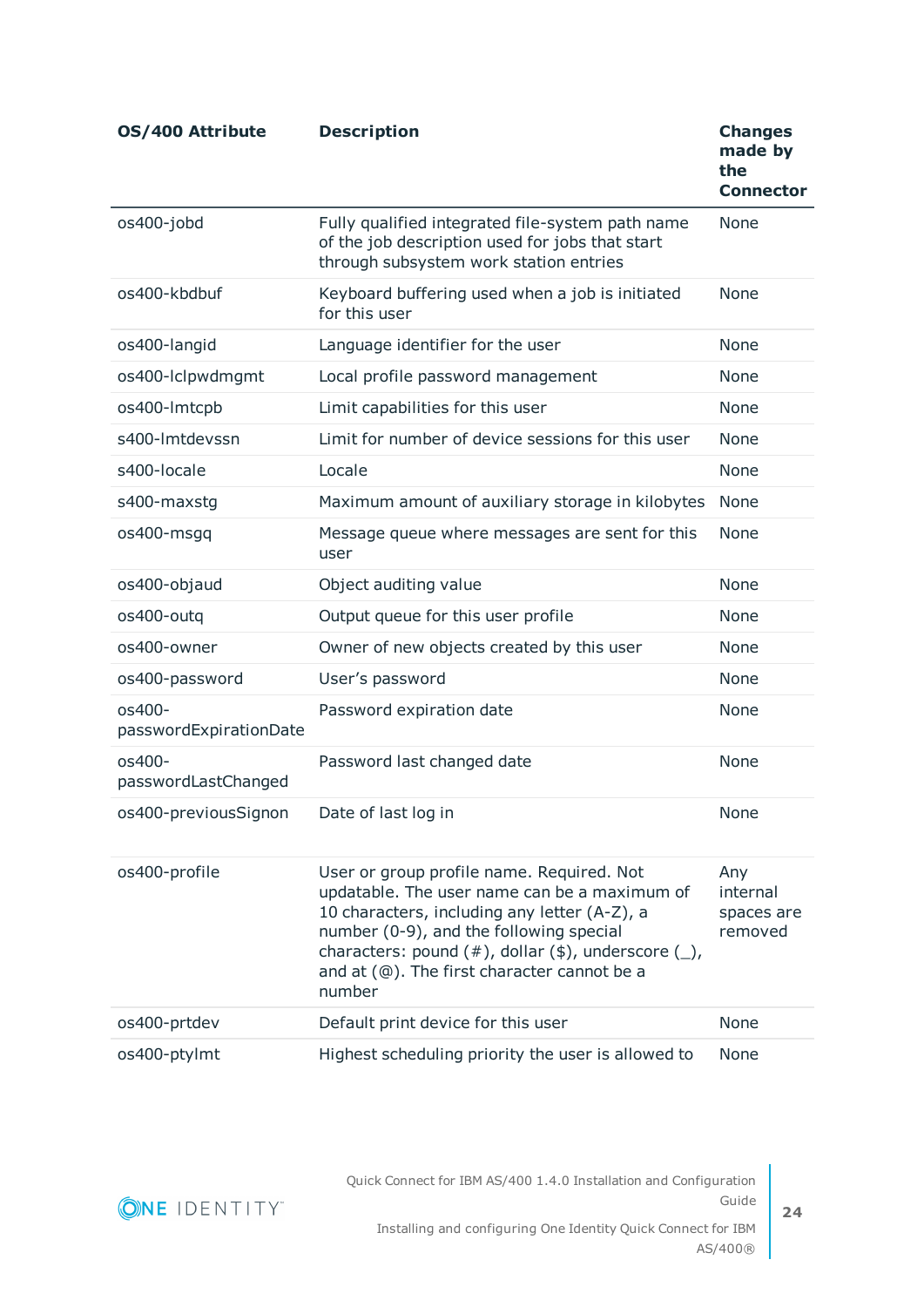| OS/400 Attribute | Description | Changes made by the Connector |
|---|---|---|
| os400-jobd | Fully qualified integrated file-system path name of the job description used for jobs that start through subsystem work station entries | None |
| os400-kbdbuf | Keyboard buffering used when a job is initiated for this user | None |
| os400-langid | Language identifier for the user | None |
| os400-lclpwdmgmt | Local profile password management | None |
| os400-lmtcpb | Limit capabilities for this user | None |
| s400-lmtdevssn | Limit for number of device sessions for this user | None |
| s400-locale | Locale | None |
| s400-maxstg | Maximum amount of auxiliary storage in kilobytes | None |
| os400-msgq | Message queue where messages are sent for this user | None |
| os400-objaud | Object auditing value | None |
| os400-outq | Output queue for this user profile | None |
| os400-owner | Owner of new objects created by this user | None |
| os400-password | User’s password | None |
| os400-passwordExpirationDate | Password expiration date | None |
| os400-passwordLastChanged | Password last changed date | None |
| os400-previousSignon | Date of last log in | None |
| os400-profile | User or group profile name. Required. Not updatable. The user name can be a maximum of 10 characters, including any letter (A-Z), a number (0-9), and the following special characters: pound (#), dollar ($), underscore (_), and at (@). The first character cannot be a number | Any internal spaces are removed |
| os400-prtdev | Default print device for this user | None |
| os400-ptylmt | Highest scheduling priority the user is allowed to | None |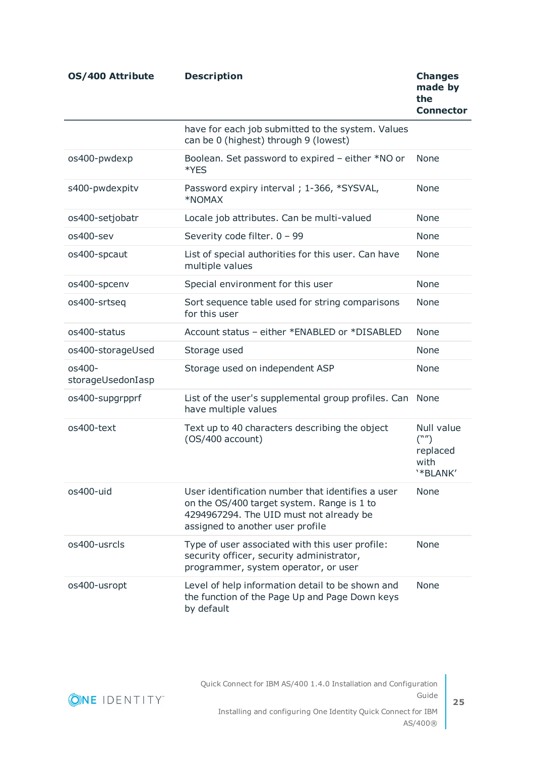| OS/400 Attribute | Description | Changes made by the Connector |
|---|---|---|
| | have for each job submitted to the system. Values can be 0 (highest) through 9 (lowest) | |
| os400-pwdexp | Boolean. Set password to expired – either *NO or *YES | None |
| s400-pwdexpitv | Password expiry interval ; 1-366, *SYSVAL, *NOMAX | None |
| os400-setjobatr | Locale job attributes. Can be multi-valued | None |
| os400-sev | Severity code filter. 0 – 99 | None |
| os400-spcaut | List of special authorities for this user. Can have multiple values | None |
| os400-spcenv | Special environment for this user | None |
| os400-srtseq | Sort sequence table used for string comparisons for this user | None |
| os400-status | Account status – either *ENABLED or *DISABLED | None |
| os400-storageUsed | Storage used | None |
| os400-storageUsedonIasp | Storage used on independent ASP | None |
| os400-supgrpprf | List of the user's supplemental group profiles. Can have multiple values | None |
| os400-text | Text up to 40 characters describing the object (OS/400 account) | Null value ("") replaced with '*BLANK' |
| os400-uid | User identification number that identifies a user on the OS/400 target system. Range is 1 to 4294967294. The UID must not already be assigned to another user profile | None |
| os400-usrcls | Type of user associated with this user profile: security officer, security administrator, programmer, system operator, or user | None |
| os400-usropt | Level of help information detail to be shown and the function of the Page Up and Page Down keys by default | None |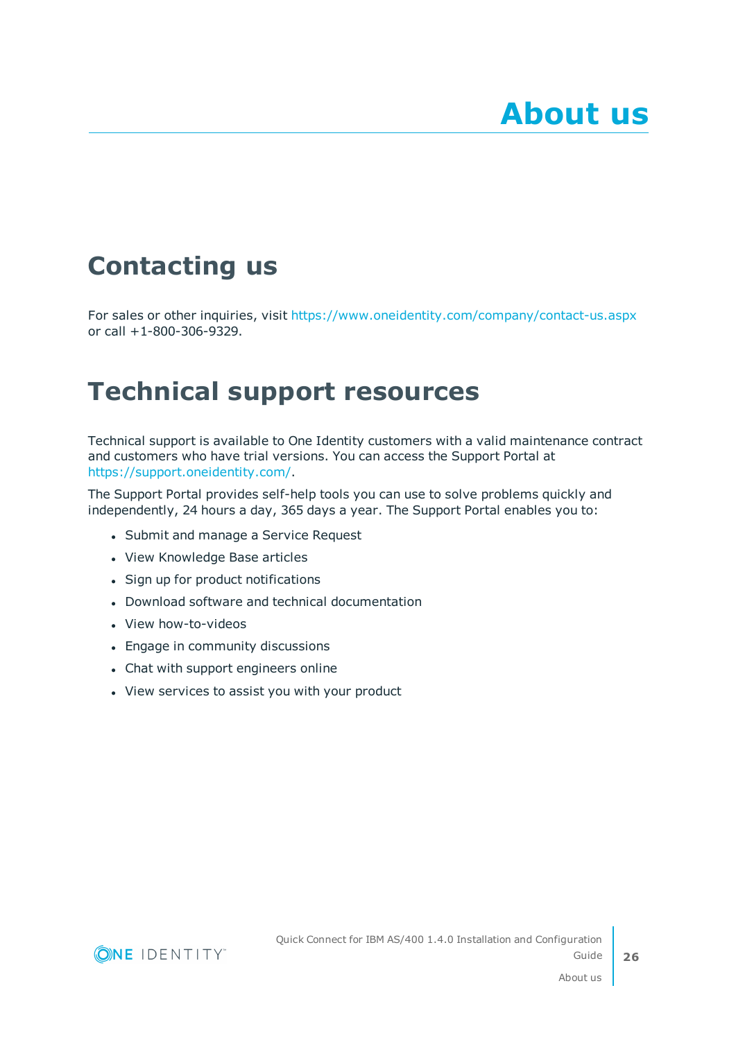# About us

## Contacting us

For sales or other inquiries, visit https://www.oneidentity.com/company/contact-us.aspx or call +1-800-306-9329.

## Technical support resources

Technical support is available to One Identity customers with a valid maintenance contract and customers who have trial versions. You can access the Support Portal at https://support.oneidentity.com/.

The Support Portal provides self-help tools you can use to solve problems quickly and independently, 24 hours a day, 365 days a year. The Support Portal enables you to:

- Submit and manage a Service Request
- View Knowledge Base articles
- Sign up for product notifications
- Download software and technical documentation
- View how-to-videos
- Engage in community discussions
- Chat with support engineers online
- View services to assist you with your product